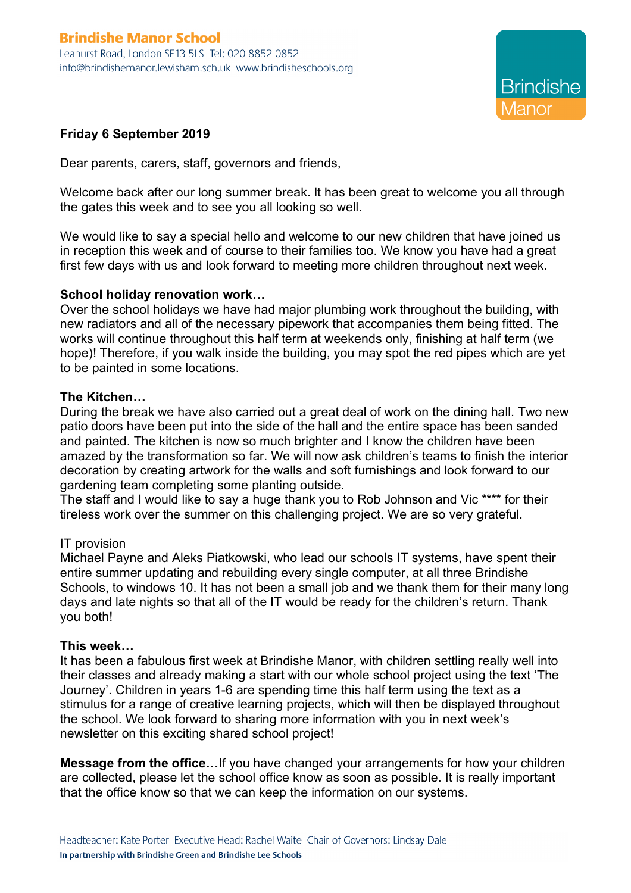**Brindishe Manor School**
Leahurst Road, London SE13 5LS Tel: 020 8852 0852
info@brindishemanor.lewisham.sch.uk www.brindisheschools.org

Brindishe Manor

**Friday 6 September 2019**

Dear parents, carers, staff, governors and friends,

Welcome back after our long summer break. It has been great to welcome you all through the gates this week and to see you all looking so well.

We would like to say a special hello and welcome to our new children that have joined us in reception this week and of course to their families too. We know you have had a great first few days with us and look forward to meeting more children throughout next week.

**School holiday renovation work…**
Over the school holidays we have had major plumbing work throughout the building, with new radiators and all of the necessary pipework that accompanies them being fitted. The works will continue throughout this half term at weekends only, finishing at half term (we hope)! Therefore, if you walk inside the building, you may spot the red pipes which are yet to be painted in some locations.

**The Kitchen…**
During the break we have also carried out a great deal of work on the dining hall. Two new patio doors have been put into the side of the hall and the entire space has been sanded and painted. The kitchen is now so much brighter and I know the children have been amazed by the transformation so far. We will now ask children's teams to finish the interior decoration by creating artwork for the walls and soft furnishings and look forward to our gardening team completing some planting outside.
The staff and I would like to say a huge thank you to Rob Johnson and Vic **** for their tireless work over the summer on this challenging project. We are so very grateful.

IT provision
Michael Payne and Aleks Piatkowski, who lead our schools IT systems, have spent their entire summer updating and rebuilding every single computer, at all three Brindishe Schools, to windows 10. It has not been a small job and we thank them for their many long days and late nights so that all of the IT would be ready for the children's return. Thank you both!

**This week…**
It has been a fabulous first week at Brindishe Manor, with children settling really well into their classes and already making a start with our whole school project using the text 'The Journey'. Children in years 1-6 are spending time this half term using the text as a stimulus for a range of creative learning projects, which will then be displayed throughout the school. We look forward to sharing more information with you in next week's newsletter on this exciting shared school project!

**Message from the office…**If you have changed your arrangements for how your children are collected, please let the school office know as soon as possible. It is really important that the office know so that we can keep the information on our systems.

Headteacher: Kate Porter Executive Head: Rachel Waite Chair of Governors: Lindsay Dale
**In partnership with Brindishe Green and Brindishe Lee Schools**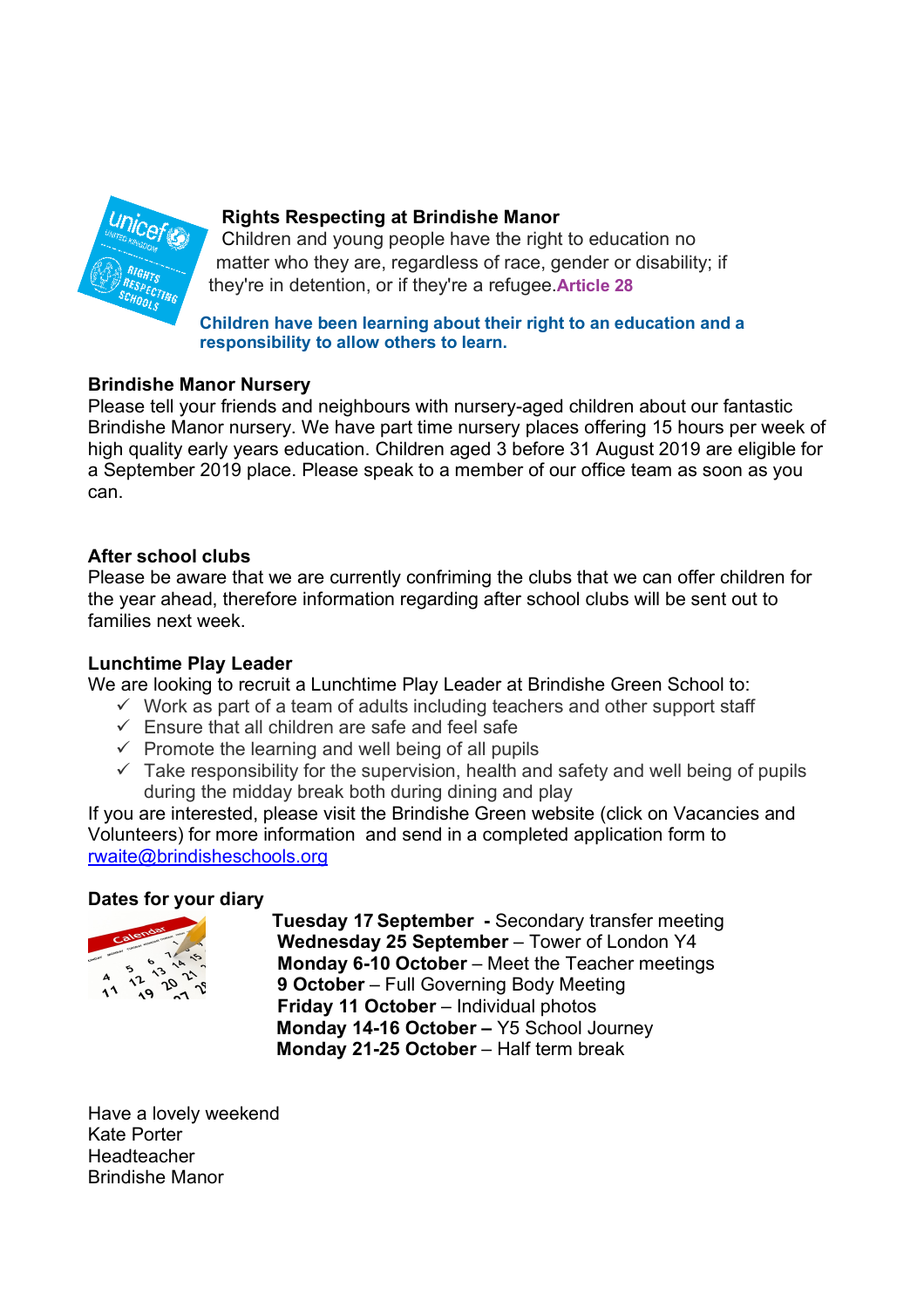## Rights Respecting at Brindishe Manor

Children and young people have the right to education no matter who they are, regardless of race, gender or disability; if they're in detention, or if they're a refugee.**Article 28**

**Children have been learning about their right to an education and a responsibility to allow others to learn.**

**Brindishe Manor Nursery**

Please tell your friends and neighbours with nursery-aged children about our fantastic Brindishe Manor nursery. We have part time nursery places offering 15 hours per week of high quality early years education. Children aged 3 before 31 August 2019 are eligible for a September 2019 place. Please speak to a member of our office team as soon as you can.

**After school clubs**

Please be aware that we are currently confriming the clubs that we can offer children for the year ahead, therefore information regarding after school clubs will be sent out to families next week.

**Lunchtime Play Leader**

We are looking to recruit a Lunchtime Play Leader at Brindishe Green School to:

- ✓ Work as part of a team of adults including teachers and other support staff
- ✓ Ensure that all children are safe and feel safe
- ✓ Promote the learning and well being of all pupils
- ✓ Take responsibility for the supervision, health and safety and well being of pupils during the midday break both during dining and play

If you are interested, please visit the Brindishe Green website (click on Vacancies and Volunteers) for more information and send in a completed application form to rwaite@brindisheschools.org

**Dates for your diary**

**Tuesday 17 September** - Secondary transfer meeting
**Wednesday 25 September** – Tower of London Y4
**Monday 6-10 October** – Meet the Teacher meetings
**9 October** – Full Governing Body Meeting
**Friday 11 October** – Individual photos
**Monday 14-16 October –** Y5 School Journey
**Monday 21-25 October** – Half term break

Have a lovely weekend
Kate Porter
Headteacher
Brindishe Manor